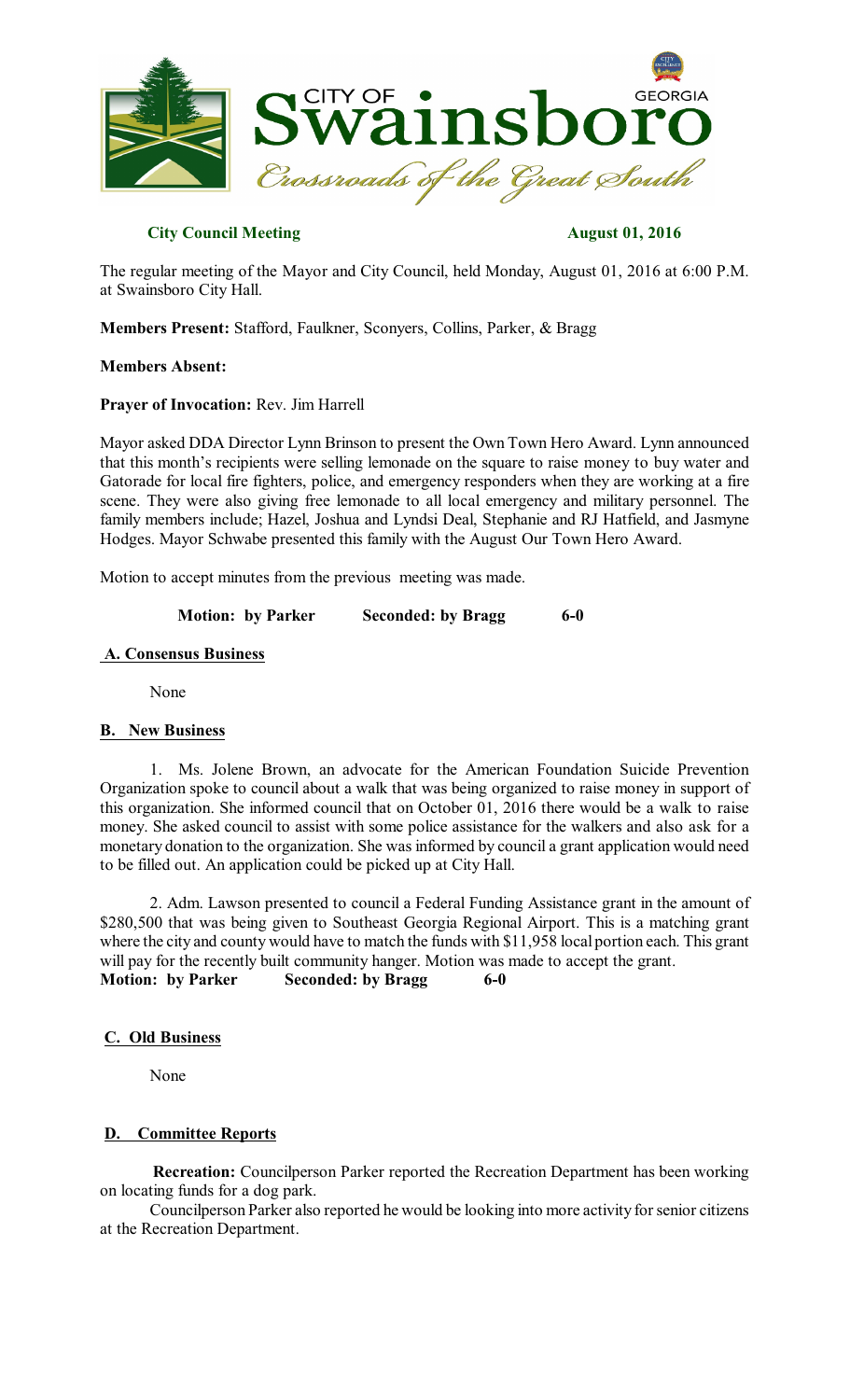**City Council Meeting** **August 01, 2016**

The regular meeting of the Mayor and City Council, held Monday, August 01, 2016 at 6:00 P.M. at Swainsboro City Hall.

**Members Present:** Stafford, Faulkner, Sconyers, Collins, Parker, & Bragg

**Members Absent:**

**Prayer of Invocation:** Rev. Jim Harrell

Mayor asked DDA Director Lynn Brinson to present the Own Town Hero Award. Lynn announced that this month's recipients were selling lemonade on the square to raise money to buy water and Gatorade for local fire fighters, police, and emergency responders when they are working at a fire scene. They were also giving free lemonade to all local emergency and military personnel. The family members include; Hazel, Joshua and Lyndsi Deal, Stephanie and RJ Hatfield, and Jasmyne Hodges. Mayor Schwabe presented this family with the August Our Town Hero Award.

Motion to accept minutes from the previous meeting was made.

**Motion: by Parker** **Seconded: by Bragg** **6-0**

## A. Consensus Business

None

## B. New Business

1. Ms. Jolene Brown, an advocate for the American Foundation Suicide Prevention Organization spoke to council about a walk that was being organized to raise money in support of this organization. She informed council that on October 01, 2016 there would be a walk to raise money. She asked council to assist with some police assistance for the walkers and also ask for a monetary donation to the organization. She was informed by council a grant application would need to be filled out. An application could be picked up at City Hall.

2. Adm. Lawson presented to council a Federal Funding Assistance grant in the amount of $280,500 that was being given to Southeast Georgia Regional Airport. This is a matching grant where the city and county would have to match the funds with $11,958 local portion each. This grant will pay for the recently built community hanger. Motion was made to accept the grant.

**Motion: by Parker** **Seconded: by Bragg** **6-0**

## C. Old Business

None

## D. Committee Reports

**Recreation:** Councilperson Parker reported the Recreation Department has been working on locating funds for a dog park.

Councilperson Parker also reported he would be looking into more activity for senior citizens at the Recreation Department.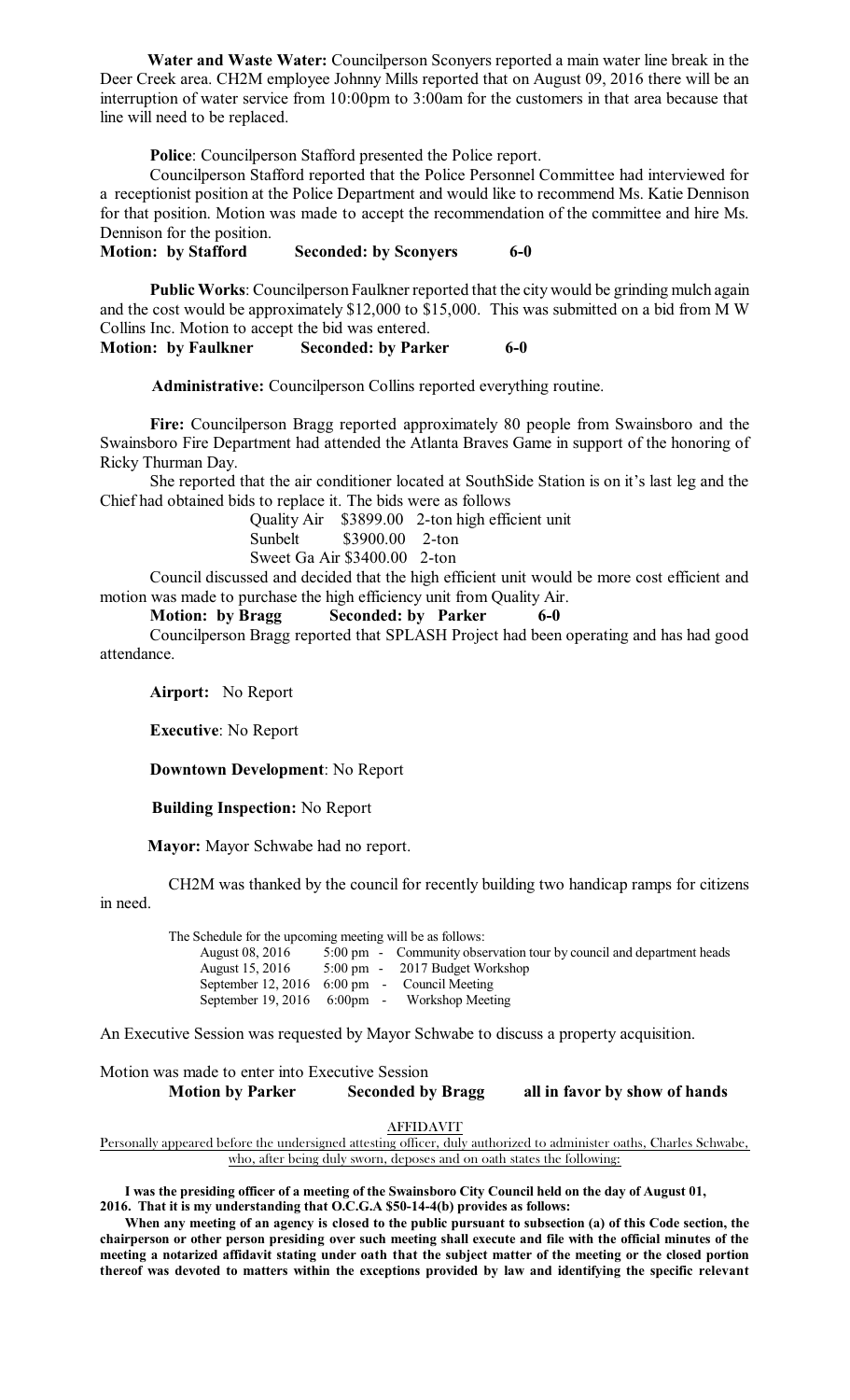**Water and Waste Water:** Councilperson Sconyers reported a main water line break in the Deer Creek area. CH2M employee Johnny Mills reported that on August 09, 2016 there will be an interruption of water service from 10:00pm to 3:00am for the customers in that area because that line will need to be replaced.

**Police**: Councilperson Stafford presented the Police report.

Councilperson Stafford reported that the Police Personnel Committee had interviewed for a receptionist position at the Police Department and would like to recommend Ms. Katie Dennison for that position. Motion was made to accept the recommendation of the committee and hire Ms. Dennison for the position.

**Motion: by Stafford Seconded: by Sconyers 6-0**

**Public Works**: Councilperson Faulkner reported that the city would be grinding mulch again and the cost would be approximately $12,000 to $15,000. This was submitted on a bid from M W Collins Inc. Motion to accept the bid was entered.

**Motion: by Faulkner Seconded: by Parker 6-0**

**Administrative:** Councilperson Collins reported everything routine.

**Fire:** Councilperson Bragg reported approximately 80 people from Swainsboro and the Swainsboro Fire Department had attended the Atlanta Braves Game in support of the honoring of Ricky Thurman Day.

She reported that the air conditioner located at SouthSide Station is on it's last leg and the Chief had obtained bids to replace it. The bids were as follows

Quality Air $3899.00 2-ton high efficient unit
Sunbelt $3900.00 2-ton
Sweet Ga Air $3400.00 2-ton

Council discussed and decided that the high efficient unit would be more cost efficient and motion was made to purchase the high efficiency unit from Quality Air.

**Motion: by Bragg Seconded: by Parker 6-0**

Councilperson Bragg reported that SPLASH Project had been operating and has had good attendance.

**Airport:** No Report

**Executive**: No Report

**Downtown Development**: No Report

**Building Inspection:** No Report

**Mayor:** Mayor Schwabe had no report.

CH2M was thanked by the council for recently building two handicap ramps for citizens in need.

The Schedule for the upcoming meeting will be as follows:

| | | |
|---|---|---|
| August 08, 2016 | 5:00 pm - | Community observation tour by council and department heads |
| August 15, 2016 | 5:00 pm - | 2017 Budget Workshop |
| September 12, 2016 | 6:00 pm - | Council Meeting |
| September 19, 2016 | 6:00pm - | Workshop Meeting |

An Executive Session was requested by Mayor Schwabe to discuss a property acquisition.

Motion was made to enter into Executive Session

**Motion by Parker Seconded by Bragg all in favor by show of hands**

AFFIDAVIT

Personally appeared before the undersigned attesting officer, duly authorized to administer oaths, Charles Schwabe, who, after being duly sworn, deposes and on oath states the following:

**I was the presiding officer of a meeting of the Swainsboro City Council held on the day of August 01, 2016. That it is my understanding that O.C.G.A $50-14-4(b) provides as follows:**

**When any meeting of an agency is closed to the public pursuant to subsection (a) of this Code section, the chairperson or other person presiding over such meeting shall execute and file with the official minutes of the meeting a notarized affidavit stating under oath that the subject matter of the meeting or the closed portion thereof was devoted to matters within the exceptions provided by law and identifying the specific relevant**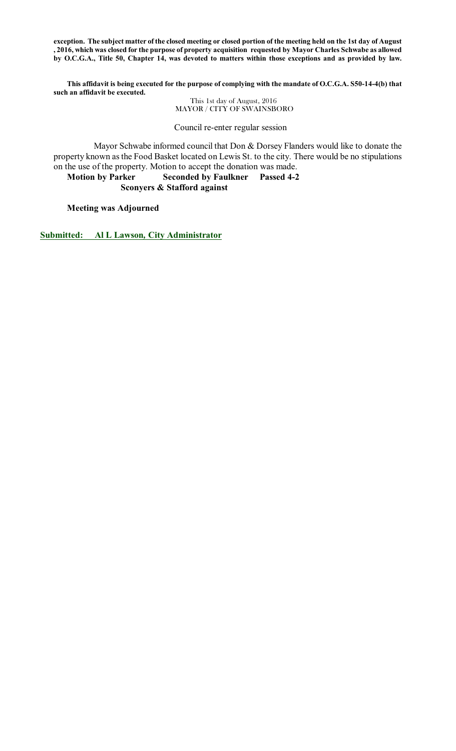**exception. The subject matter of the closed meeting or closed portion of the meeting held on the 1st day of August , 2016, which was closed for the purpose of property acquisition requested by Mayor Charles Schwabe as allowed by O.C.G.A., Title 50, Chapter 14, was devoted to matters within those exceptions and as provided by law.**

**This affidavit is being executed for the purpose of complying with the mandate of O.C.G.A. S50-14-4(b) that such an affidavit be executed.**

This 1st day of August, 2016
MAYOR / CITY OF SWAINSBORO

Council re-enter regular session

Mayor Schwabe informed council that Don & Dorsey Flanders would like to donate the property known as the Food Basket located on Lewis St. to the city. There would be no stipulations on the use of the property. Motion to accept the donation was made.

**Motion by Parker Seconded by Faulkner Passed 4-2**
**Sconyers & Stafford against**

**Meeting was Adjourned**

**Submitted: Al L Lawson, City Administrator**